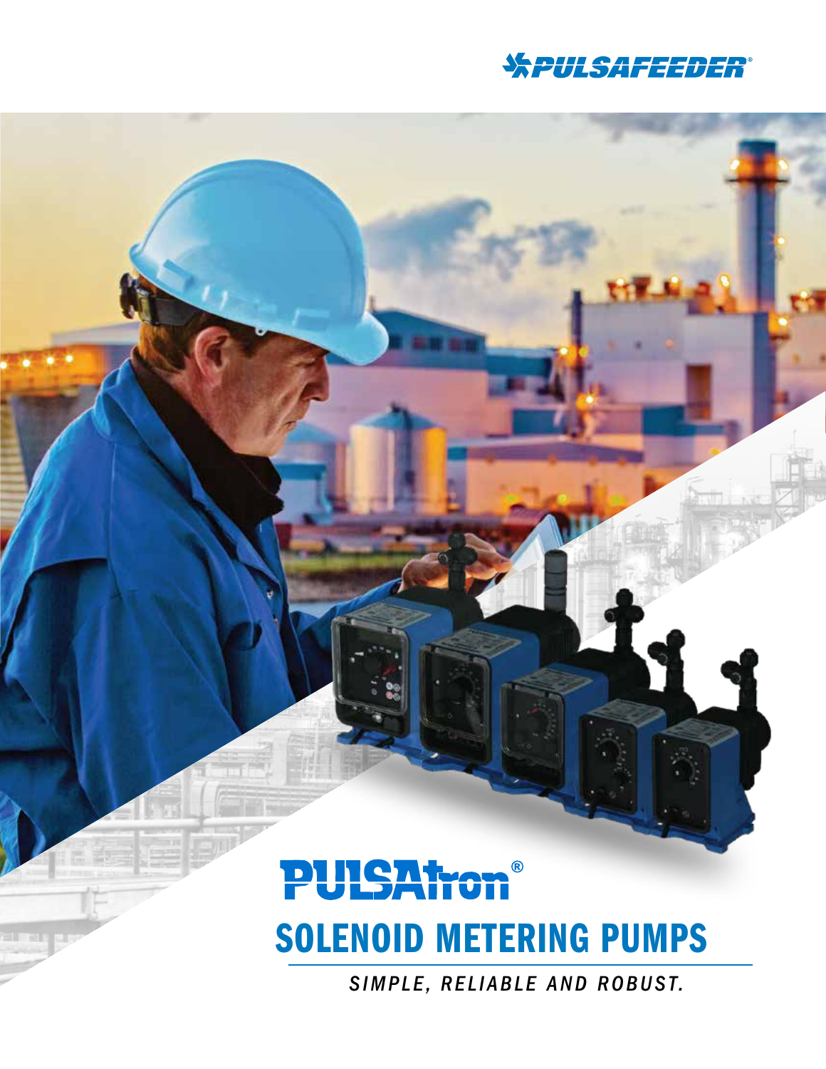PULSAFEEDER®

# PULSAtron®

## SOLENOID METERING PUMPS

*SIMPLE, RELIABLE AND ROBUST.*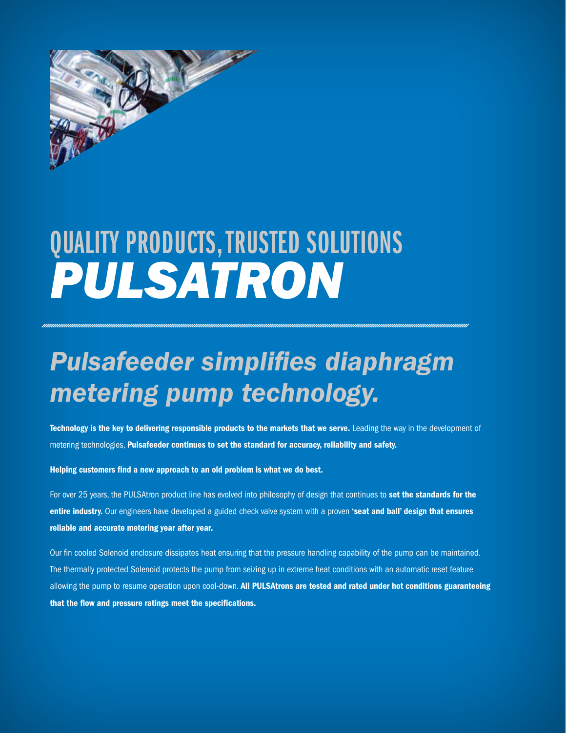# QUALITY PRODUCTS, TRUSTED SOLUTIONS
# *PULSATRON*

## *Pulsafeeder simplifies diaphragm metering pump technology.*

**Technology is the key to delivering responsible products to the markets that we serve.** Leading the way in the development of metering technologies, **Pulsafeeder continues to set the standard for accuracy, reliability and safety.**

**Helping customers find a new approach to an old problem is what we do best.**

For over 25 years, the PULSAtron product line has evolved into philosophy of design that continues to **set the standards for the entire industry.** Our engineers have developed a guided check valve system with a proven **'seat and ball' design that ensures reliable and accurate metering year after year.**

Our fin cooled Solenoid enclosure dissipates heat ensuring that the pressure handling capability of the pump can be maintained. The thermally protected Solenoid protects the pump from seizing up in extreme heat conditions with an automatic reset feature allowing the pump to resume operation upon cool-down. **All PULSAtrons are tested and rated under hot conditions guaranteeing that the flow and pressure ratings meet the specifications.**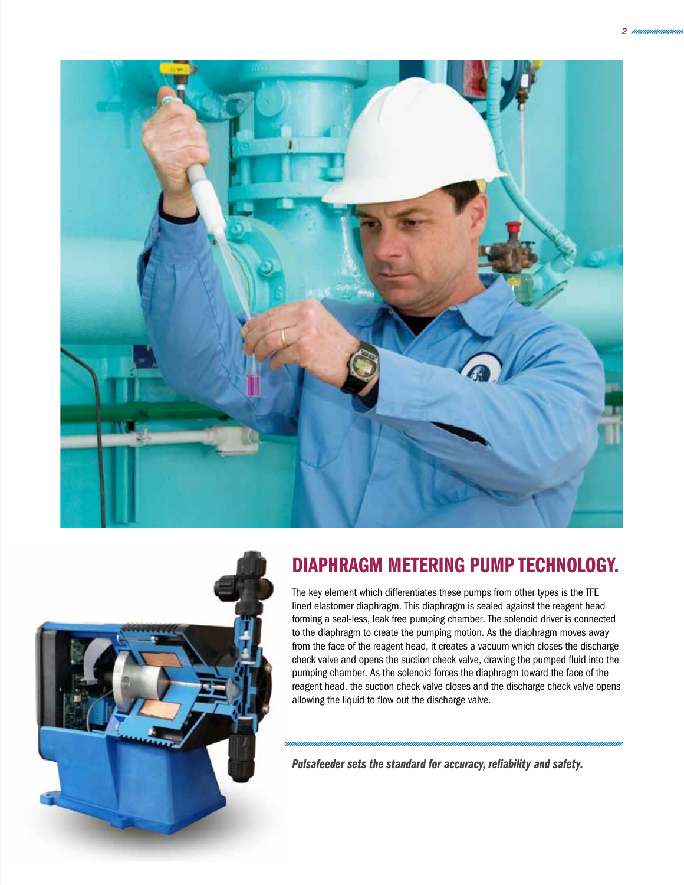## DIAPHRAGM METERING PUMP TECHNOLOGY.

The key element which differentiates these pumps from other types is the TFE lined elastomer diaphragm. This diaphragm is sealed against the reagent head forming a seal-less, leak free pumping chamber. The solenoid driver is connected to the diaphragm to create the pumping motion. As the diaphragm moves away from the face of the reagent head, it creates a vacuum which closes the discharge check valve and opens the suction check valve, drawing the pumped fluid into the pumping chamber. As the solenoid forces the diaphragm toward the face of the reagent head, the suction check valve closes and the discharge check valve opens allowing the liquid to flow out the discharge valve.

***Pulsafeeder sets the standard for accuracy, reliability and safety.***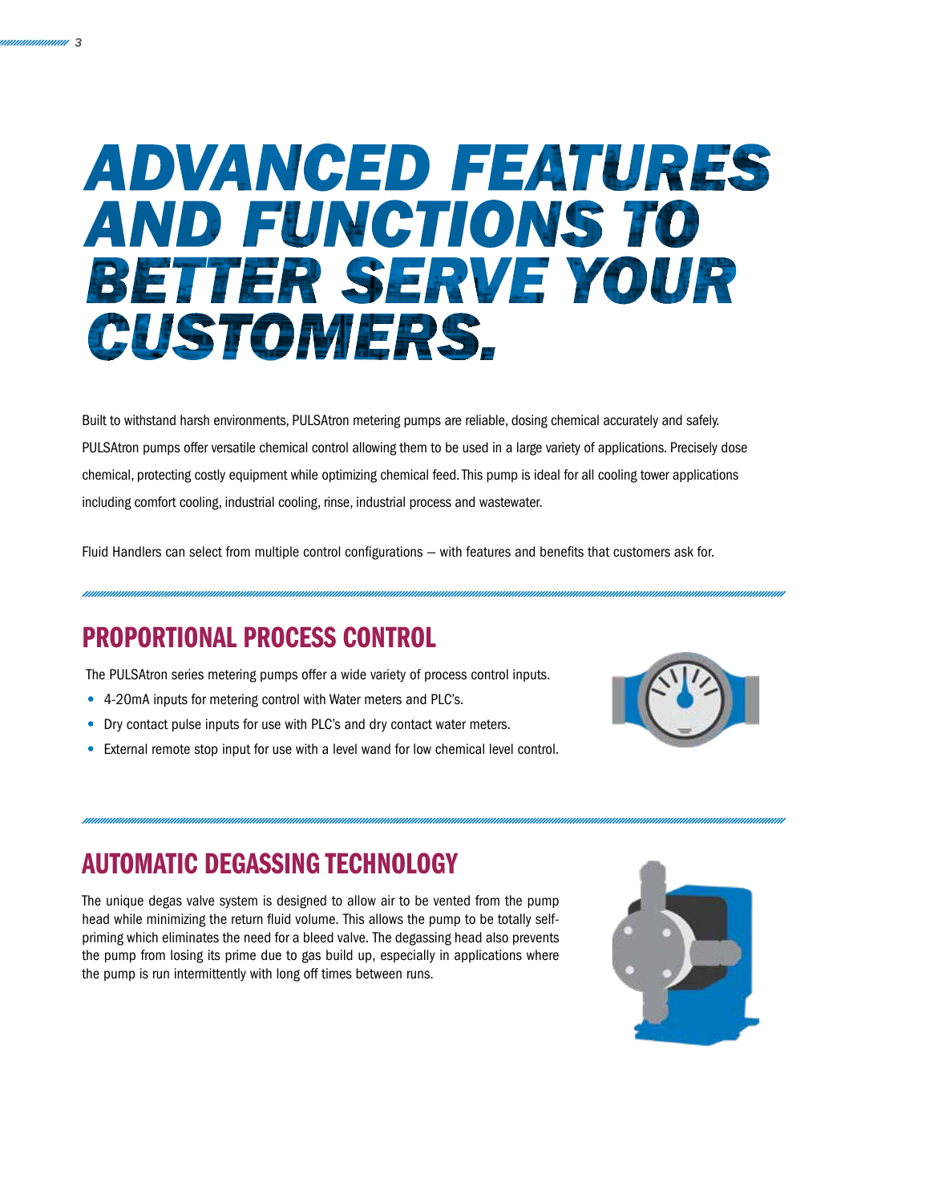# ADVANCED FEATURES AND FUNCTIONS TO BETTER SERVE YOUR CUSTOMERS.

Built to withstand harsh environments, PULSAtron metering pumps are reliable, dosing chemical accurately and safely. PULSAtron pumps offer versatile chemical control allowing them to be used in a large variety of applications. Precisely dose chemical, protecting costly equipment while optimizing chemical feed. This pump is ideal for all cooling tower applications including comfort cooling, industrial cooling, rinse, industrial process and wastewater.

Fluid Handlers can select from multiple control configurations – with features and benefits that customers ask for.

## PROPORTIONAL PROCESS CONTROL

The PULSAtron series metering pumps offer a wide variety of process control inputs.

- 4-20mA inputs for metering control with Water meters and PLC's.
- Dry contact pulse inputs for use with PLC's and dry contact water meters.
- External remote stop input for use with a level wand for low chemical level control.

## AUTOMATIC DEGASSING TECHNOLOGY

The unique degas valve system is designed to allow air to be vented from the pump head while minimizing the return fluid volume. This allows the pump to be totally self-priming which eliminates the need for a bleed valve. The degassing head also prevents the pump from losing its prime due to gas build up, especially in applications where the pump is run intermittently with long off times between runs.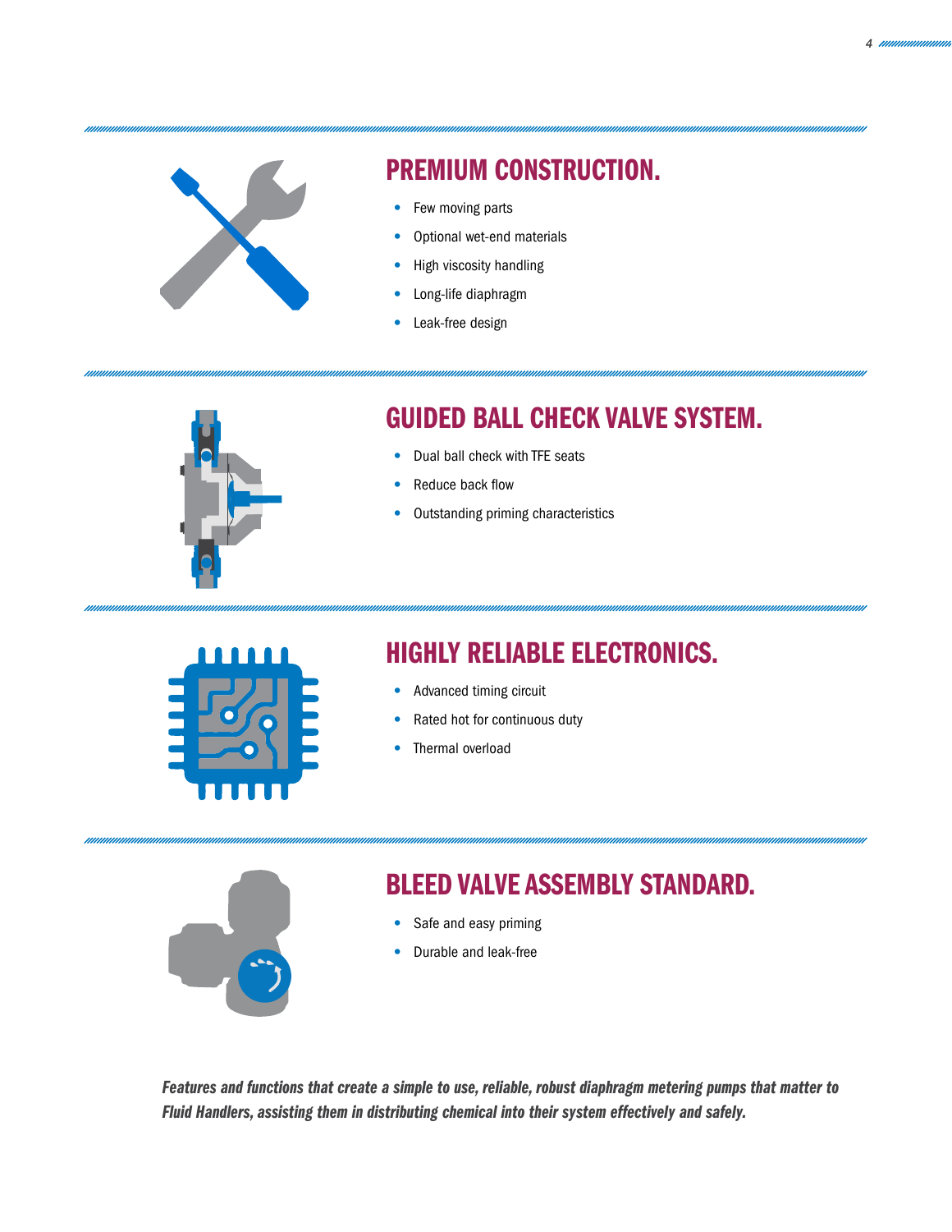## PREMIUM CONSTRUCTION.

- Few moving parts
- Optional wet-end materials
- High viscosity handling
- Long-life diaphragm
- Leak-free design

## GUIDED BALL CHECK VALVE SYSTEM.

- Dual ball check with TFE seats
- Reduce back flow
- Outstanding priming characteristics

## HIGHLY RELIABLE ELECTRONICS.

- Advanced timing circuit
- Rated hot for continuous duty
- Thermal overload

## BLEED VALVE ASSEMBLY STANDARD.

- Safe and easy priming
- Durable and leak-free

***Features and functions that create a simple to use, reliable, robust diaphragm metering pumps that matter to Fluid Handlers, assisting them in distributing chemical into their system effectively and safely.***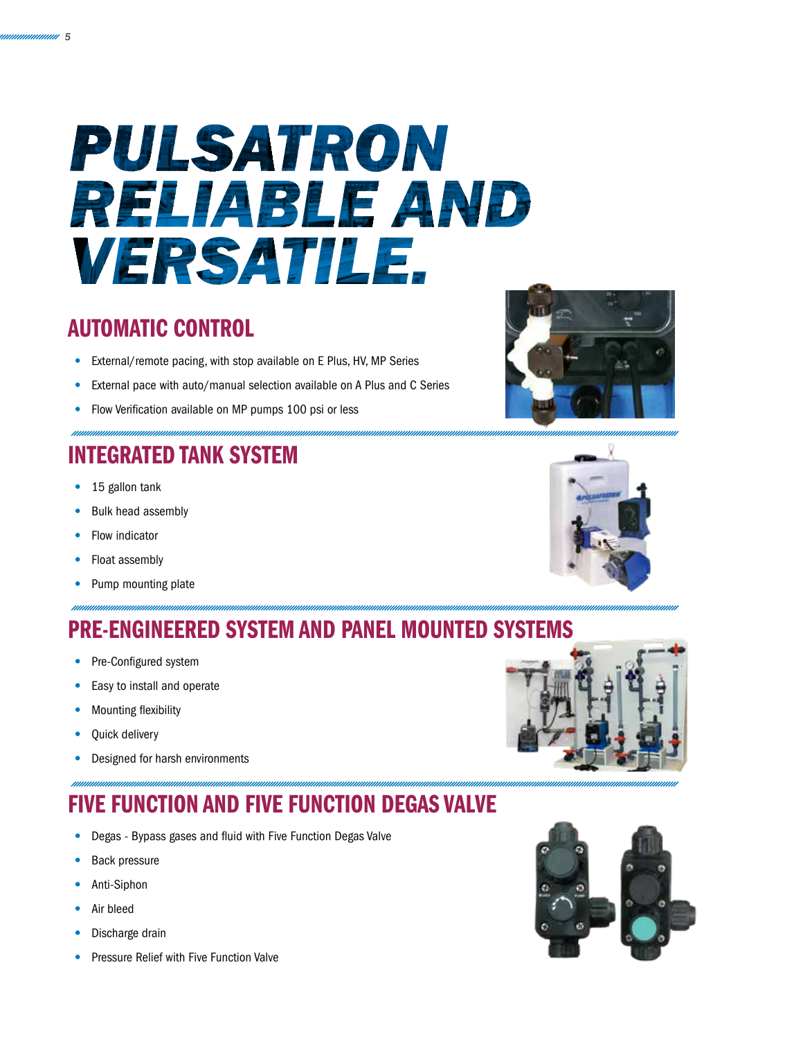# PULSATRON RELIABLE AND VERSATILE.

## AUTOMATIC CONTROL

- External/remote pacing, with stop available on E Plus, HV, MP Series
- External pace with auto/manual selection available on A Plus and C Series
- Flow Verification available on MP pumps 100 psi or less

## INTEGRATED TANK SYSTEM

- 15 gallon tank
- Bulk head assembly
- Flow indicator
- Float assembly
- Pump mounting plate

## PRE-ENGINEERED SYSTEM AND PANEL MOUNTED SYSTEMS

- Pre-Configured system
- Easy to install and operate
- Mounting flexibility
- Quick delivery
- Designed for harsh environments

## FIVE FUNCTION AND FIVE FUNCTION DEGAS VALVE

- Degas - Bypass gases and fluid with Five Function Degas Valve
- Back pressure
- Anti-Siphon
- Air bleed
- Discharge drain
- Pressure Relief with Five Function Valve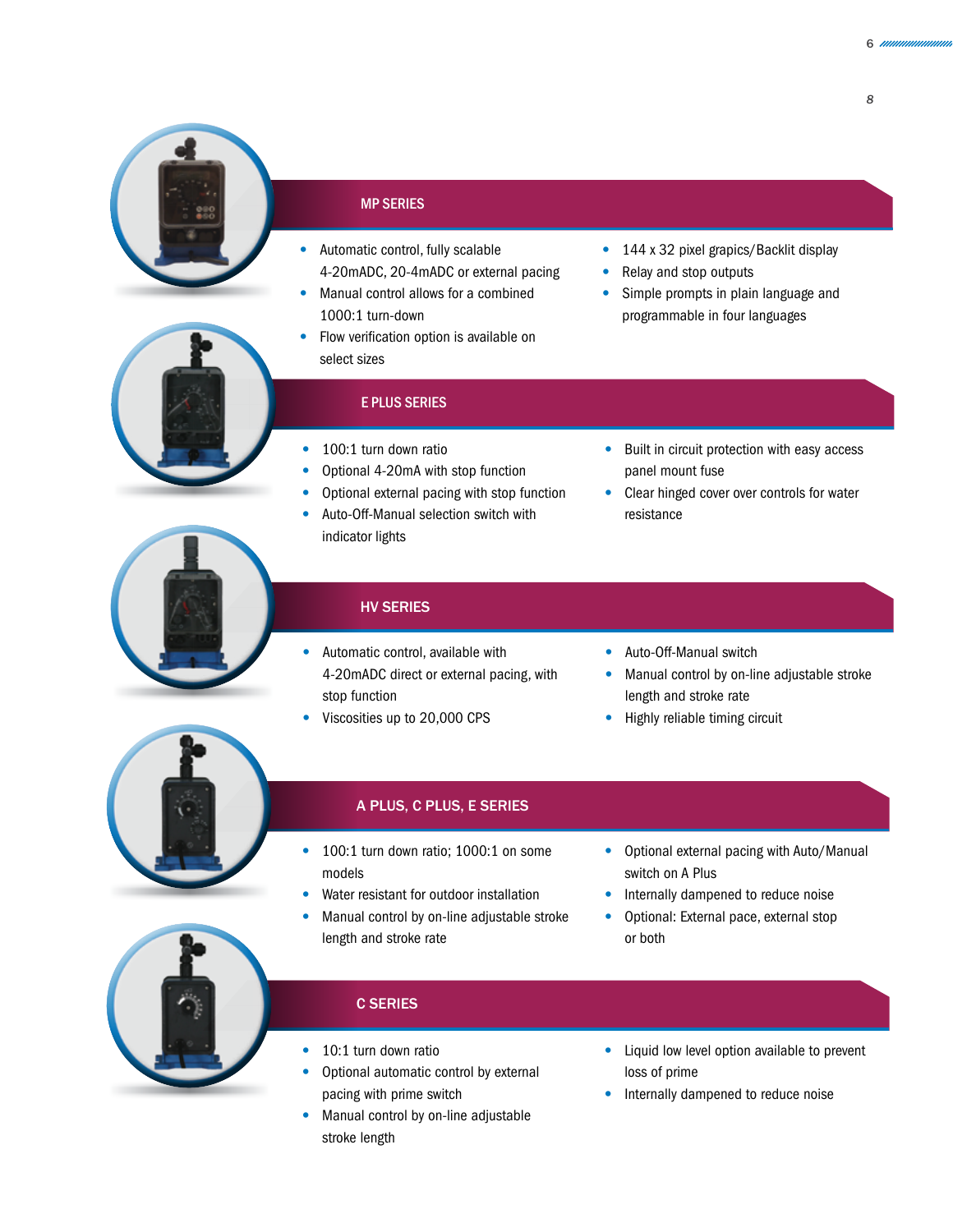## MP SERIES

- Automatic control, fully scalable 4-20mADC, 20-4mADC or external pacing
- Manual control allows for a combined 1000:1 turn-down
- Flow verification option is available on select sizes
- 144 x 32 pixel grapics/Backlit display
- Relay and stop outputs
- Simple prompts in plain language and programmable in four languages

## E PLUS SERIES

- 100:1 turn down ratio
- Optional 4-20mA with stop function
- Optional external pacing with stop function
- Auto-Off-Manual selection switch with indicator lights
- Built in circuit protection with easy access panel mount fuse
- Clear hinged cover over controls for water resistance

## HV SERIES

- Automatic control, available with 4-20mADC direct or external pacing, with stop function
- Viscosities up to 20,000 CPS
- Auto-Off-Manual switch
- Manual control by on-line adjustable stroke length and stroke rate
- Highly reliable timing circuit

## A PLUS, C PLUS, E SERIES

- 100:1 turn down ratio; 1000:1 on some models
- Water resistant for outdoor installation
- Manual control by on-line adjustable stroke length and stroke rate
- Optional external pacing with Auto/Manual switch on A Plus
- Internally dampened to reduce noise
- Optional: External pace, external stop or both

## C SERIES

- 10:1 turn down ratio
- Optional automatic control by external pacing with prime switch
- Manual control by on-line adjustable stroke length
- Liquid low level option available to prevent loss of prime
- Internally dampened to reduce noise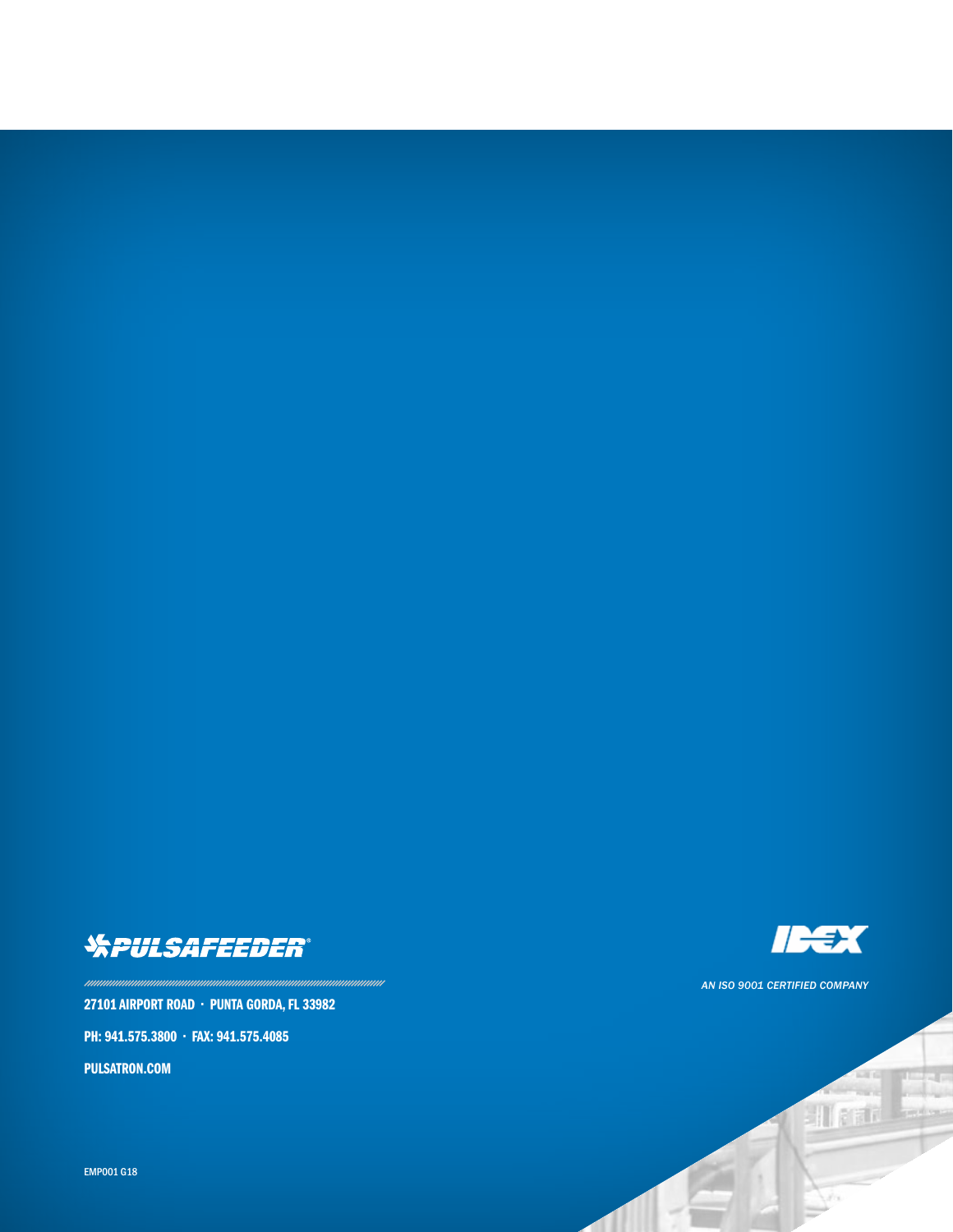PULSAFEEDER®

27101 AIRPORT ROAD · PUNTA GORDA, FL 33982

PH: 941.575.3800 · FAX: 941.575.4085

PULSATRON.COM

IDEX

*AN ISO 9001 CERTIFIED COMPANY*

EMP001 G18